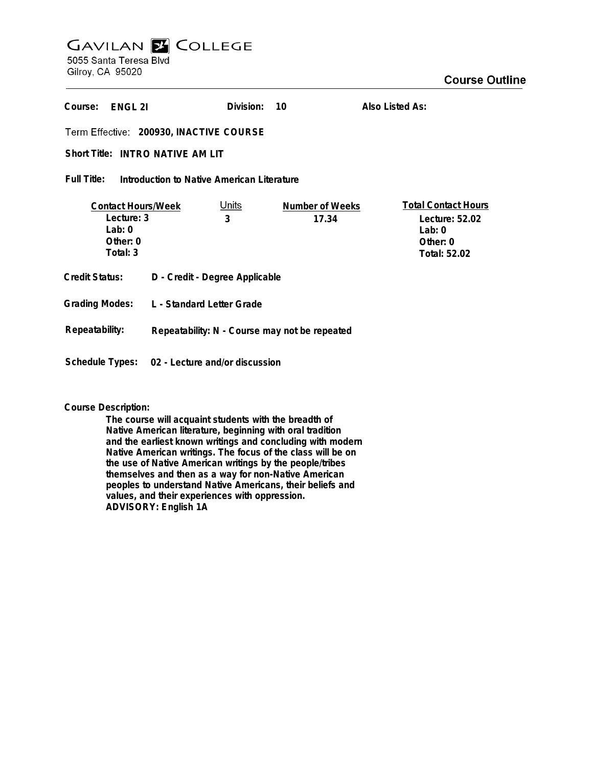# GAVILAN COLLEGE

5055 Santa Teresa Blvd
Gilroy, CA 95020

## Course Outline

**Course:** ENGL 2I **Division:** 10 **Also Listed As:**

**Term Effective:** 200930, INACTIVE COURSE

**Short Title:** INTRO NATIVE AM LIT

**Full Title:** Introduction to Native American Literature

| Contact Hours/Week | Units | Number of Weeks | Total Contact Hours |
|---|---|---|---|
| Lecture: 3 | 3 | 17.34 | Lecture: 52.02 |
| Lab: 0 | | | Lab: 0 |
| Other: 0 | | | Other: 0 |
| Total: 3 | | | Total: 52.02 |

**Credit Status:** D - Credit - Degree Applicable

**Grading Modes:** L - Standard Letter Grade

**Repeatability:** Repeatability: N - Course may not be repeated

**Schedule Types:** 02 - Lecture and/or discussion

**Course Description:**

The course will acquaint students with the breadth of Native American literature, beginning with oral tradition and the earliest known writings and concluding with modern Native American writings. The focus of the class will be on the use of Native American writings by the people/tribes themselves and then as a way for non-Native American peoples to understand Native Americans, their beliefs and values, and their experiences with oppression.
ADVISORY: English 1A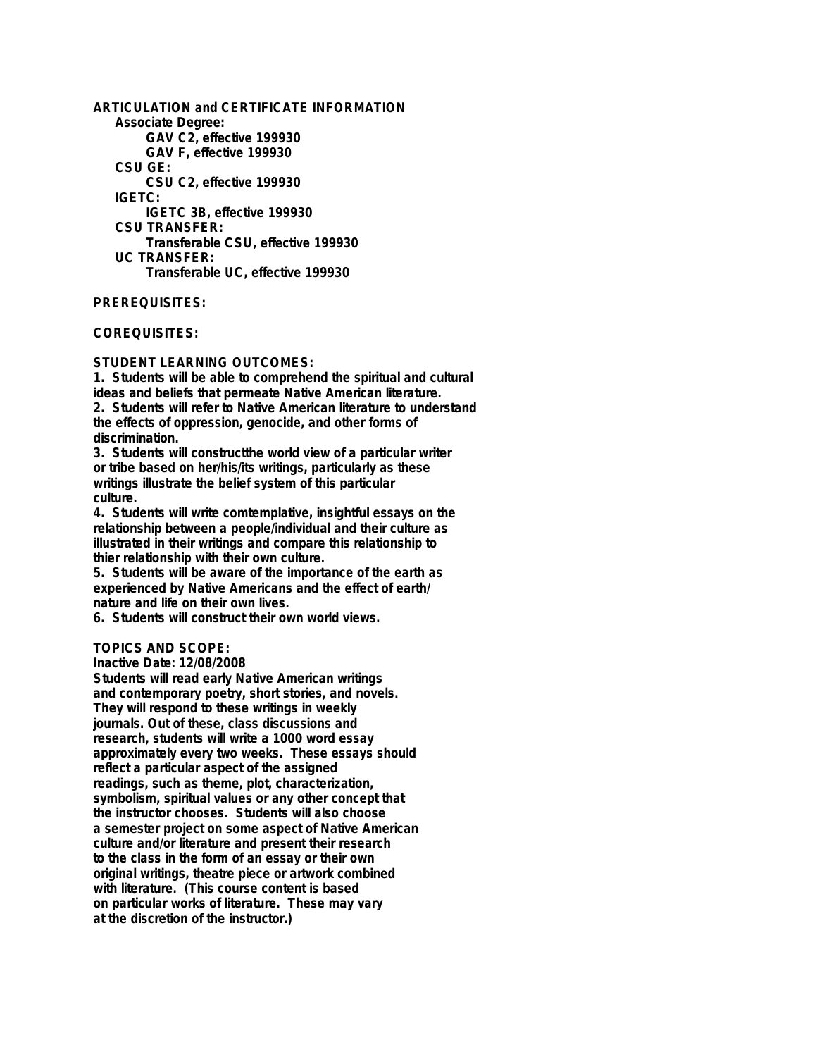**ARTICULATION and CERTIFICATE INFORMATION**

**Associate Degree:**

- GAV C2, effective 199930
- GAV F, effective 199930

**CSU GE:**

- CSU C2, effective 199930

**IGETC:**

- IGETC 3B, effective 199930

**CSU TRANSFER:**

- Transferable CSU, effective 199930

**UC TRANSFER:**

- Transferable UC, effective 199930

**PREREQUISITES:**

**COREQUISITES:**

**STUDENT LEARNING OUTCOMES:**

1. Students will be able to comprehend the spiritual and cultural ideas and beliefs that permeate Native American literature.
2. Students will refer to Native American literature to understand the effects of oppression, genocide, and other forms of discrimination.
3. Students will constructthe world view of a particular writer or tribe based on her/his/its writings, particularly as these writings illustrate the belief system of this particular culture.
4. Students will write comtemplative, insightful essays on the relationship between a people/individual and their culture as illustrated in their writings and compare this relationship to thier relationship with their own culture.
5. Students will be aware of the importance of the earth as experienced by Native Americans and the effect of earth/nature and life on their own lives.
6. Students will construct their own world views.

**TOPICS AND SCOPE:**

Inactive Date: 12/08/2008

Students will read early Native American writings and contemporary poetry, short stories, and novels. They will respond to these writings in weekly journals. Out of these, class discussions and research, students will write a 1000 word essay approximately every two weeks. These essays should reflect a particular aspect of the assigned readings, such as theme, plot, characterization, symbolism, spiritual values or any other concept that the instructor chooses. Students will also choose a semester project on some aspect of Native American culture and/or literature and present their research to the class in the form of an essay or their own original writings, theatre piece or artwork combined with literature. (This course content is based on particular works of literature. These may vary at the discretion of the instructor.)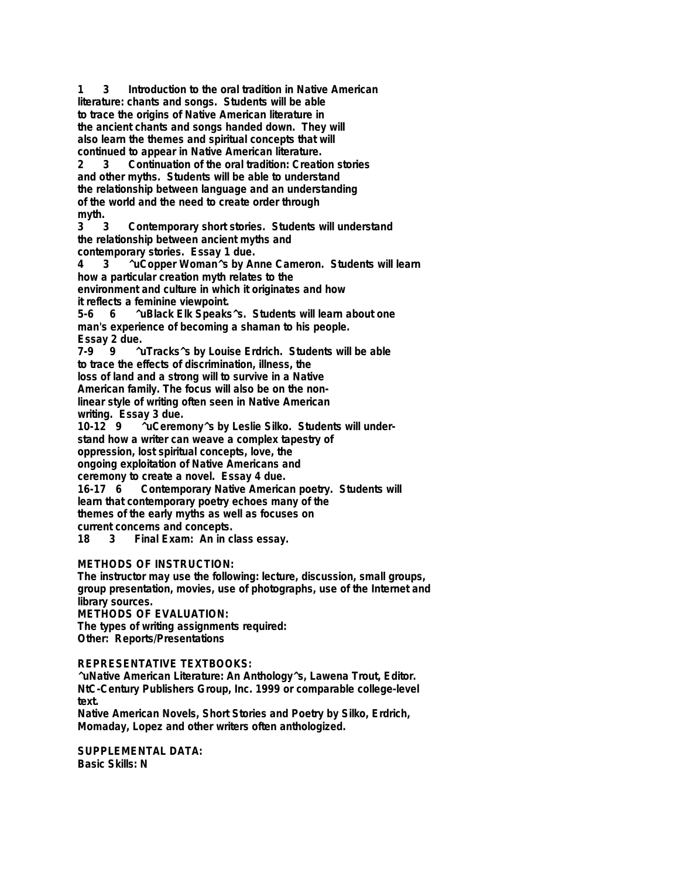1 3 Introduction to the oral tradition in Native American literature: chants and songs. Students will be able to trace the origins of Native American literature in the ancient chants and songs handed down. They will also learn the themes and spiritual concepts that will continued to appear in Native American literature.

2 3 Continuation of the oral tradition: Creation stories and other myths. Students will be able to understand the relationship between language and an understanding of the world and the need to create order through myth.

3 3 Contemporary short stories. Students will understand the relationship between ancient myths and contemporary stories. Essay 1 due.

4 3 ^uCopper Woman^s by Anne Cameron. Students will learn how a particular creation myth relates to the environment and culture in which it originates and how it reflects a feminine viewpoint.

5-6 6 ^uBlack Elk Speaks^s. Students will learn about one man's experience of becoming a shaman to his people. Essay 2 due.

7-9 9 ^uTracks^s by Louise Erdrich. Students will be able to trace the effects of discrimination, illness, the loss of land and a strong will to survive in a Native American family. The focus will also be on the non-linear style of writing often seen in Native American writing. Essay 3 due.

10-12 9 ^uCeremony^s by Leslie Silko. Students will understand how a writer can weave a complex tapestry of oppression, lost spiritual concepts, love, the ongoing exploitation of Native Americans and ceremony to create a novel. Essay 4 due.

16-17 6 Contemporary Native American poetry. Students will learn that contemporary poetry echoes many of the themes of the early myths as well as focuses on current concerns and concepts.

18 3 Final Exam: An in class essay.

**METHODS OF INSTRUCTION:**
The instructor may use the following: lecture, discussion, small groups, group presentation, movies, use of photographs, use of the Internet and library sources.

**METHODS OF EVALUATION:**
The types of writing assignments required:
Other: Reports/Presentations

**REPRESENTATIVE TEXTBOOKS:**
^uNative American Literature: An Anthology^s, Lawena Trout, Editor. NtC-Century Publishers Group, Inc. 1999 or comparable college-level text.
Native American Novels, Short Stories and Poetry by Silko, Erdrich, Momaday, Lopez and other writers often anthologized.

**SUPPLEMENTAL DATA:**
Basic Skills: N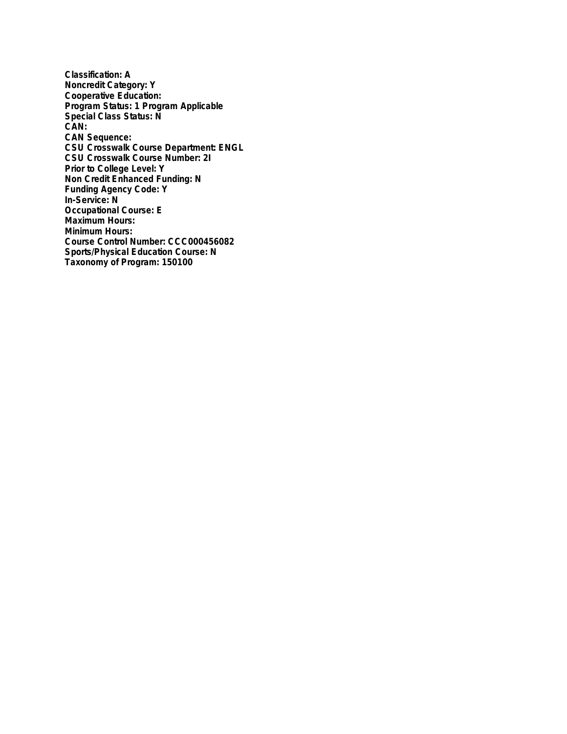**Classification: A**
**Noncredit Category: Y**
**Cooperative Education:**
**Program Status: 1 Program Applicable**
**Special Class Status: N**
**CAN:**
**CAN Sequence:**
**CSU Crosswalk Course Department: ENGL**
**CSU Crosswalk Course Number: 2I**
**Prior to College Level: Y**
**Non Credit Enhanced Funding: N**
**Funding Agency Code: Y**
**In-Service: N**
**Occupational Course: E**
**Maximum Hours:**
**Minimum Hours:**
**Course Control Number: CCC000456082**
**Sports/Physical Education Course: N**
**Taxonomy of Program: 150100**